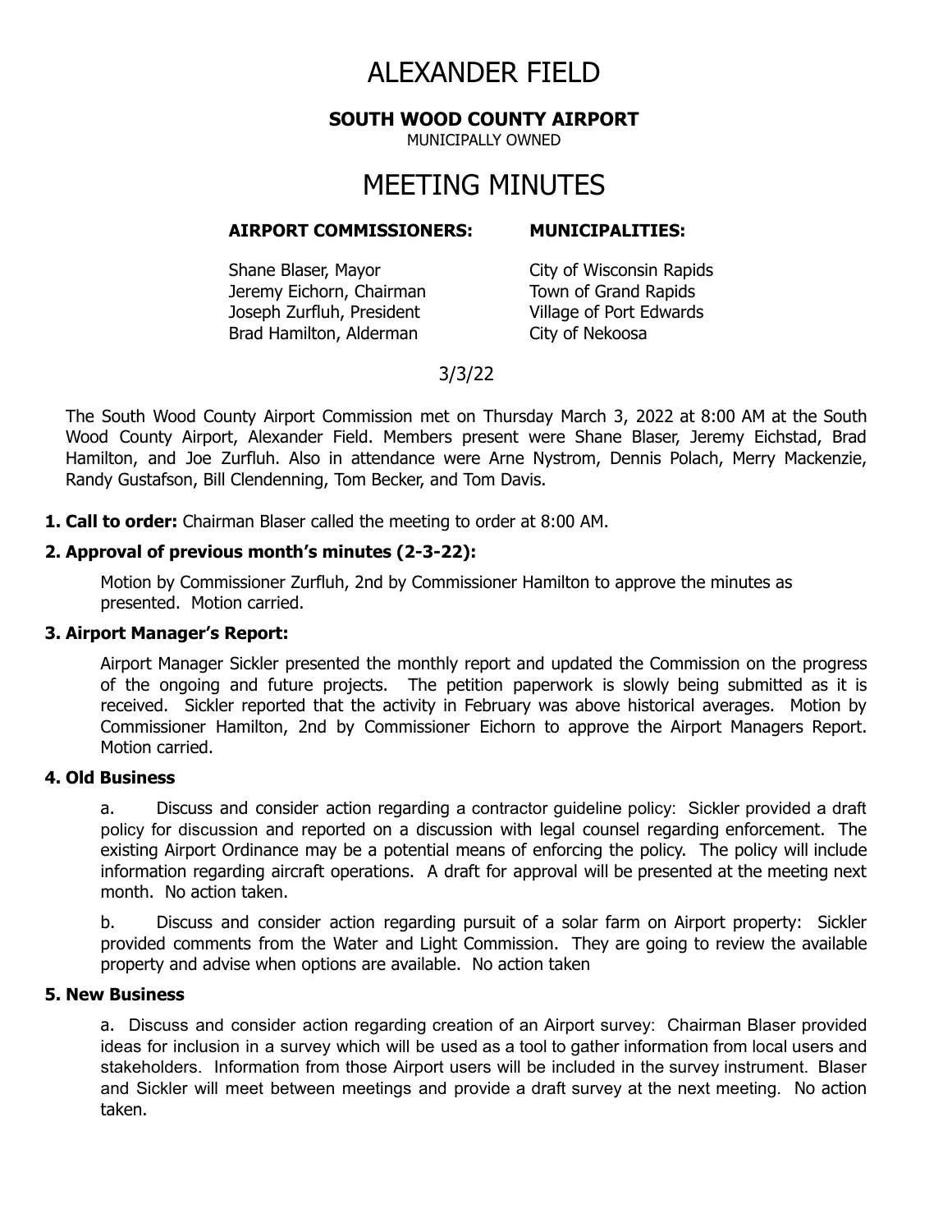# ALEXANDER FIELD

**SOUTH WOOD COUNTY AIRPORT**

MUNICIPALLY OWNED

# MEETING MINUTES

| **AIRPORT COMMISSIONERS:** | **MUNICIPALITIES:** |
|---|---|
| Shane Blaser, Mayor | City of Wisconsin Rapids |
| Jeremy Eichorn, Chairman | Town of Grand Rapids |
| Joseph Zurfluh, President | Village of Port Edwards |
| Brad Hamilton, Alderman | City of Nekoosa |

3/3/22

The South Wood County Airport Commission met on Thursday March 3, 2022 at 8:00 AM at the South Wood County Airport, Alexander Field. Members present were Shane Blaser, Jeremy Eichstad, Brad Hamilton, and Joe Zurfluh. Also in attendance were Arne Nystrom, Dennis Polach, Merry Mackenzie, Randy Gustafson, Bill Clendenning, Tom Becker, and Tom Davis.

**1. Call to order:** Chairman Blaser called the meeting to order at 8:00 AM.

**2. Approval of previous month's minutes (2-3-22):**

Motion by Commissioner Zurfluh, 2nd by Commissioner Hamilton to approve the minutes as presented. Motion carried.

**3. Airport Manager's Report:**

Airport Manager Sickler presented the monthly report and updated the Commission on the progress of the ongoing and future projects. The petition paperwork is slowly being submitted as it is received. Sickler reported that the activity in February was above historical averages. Motion by Commissioner Hamilton, 2nd by Commissioner Eichorn to approve the Airport Managers Report. Motion carried.

**4. Old Business**

a. Discuss and consider action regarding a contractor guideline policy: Sickler provided a draft policy for discussion and reported on a discussion with legal counsel regarding enforcement. The existing Airport Ordinance may be a potential means of enforcing the policy. The policy will include information regarding aircraft operations. A draft for approval will be presented at the meeting next month. No action taken.

b. Discuss and consider action regarding pursuit of a solar farm on Airport property: Sickler provided comments from the Water and Light Commission. They are going to review the available property and advise when options are available. No action taken

**5. New Business**

a. Discuss and consider action regarding creation of an Airport survey: Chairman Blaser provided ideas for inclusion in a survey which will be used as a tool to gather information from local users and stakeholders. Information from those Airport users will be included in the survey instrument. Blaser and Sickler will meet between meetings and provide a draft survey at the next meeting. No action taken.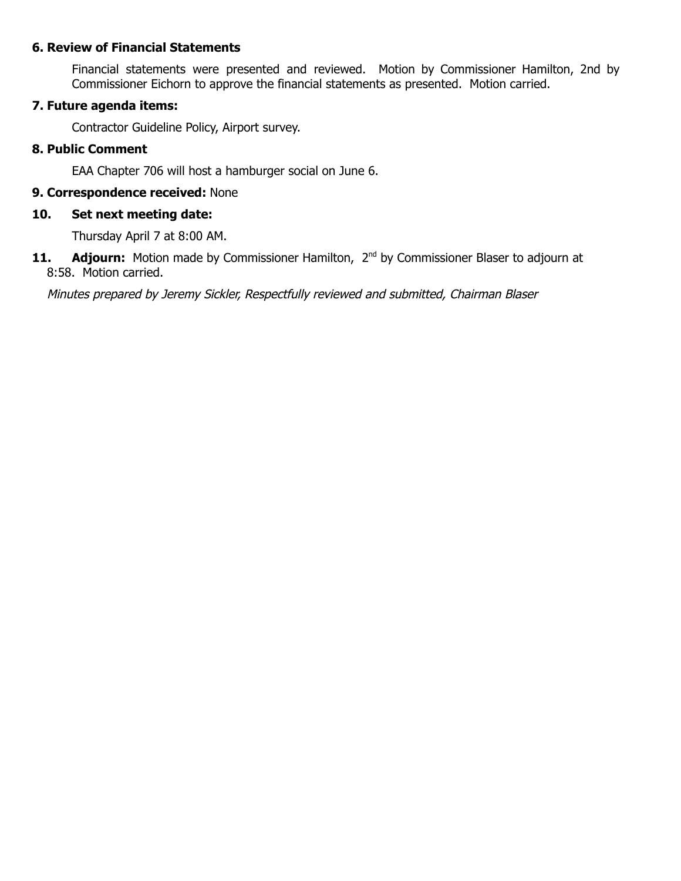**6. Review of Financial Statements**

Financial statements were presented and reviewed. Motion by Commissioner Hamilton, 2nd by Commissioner Eichorn to approve the financial statements as presented. Motion carried.

**7. Future agenda items:**

Contractor Guideline Policy, Airport survey.

**8. Public Comment**

EAA Chapter 706 will host a hamburger social on June 6.

**9. Correspondence received:** None

**10. Set next meeting date:**

Thursday April 7 at 8:00 AM.

**11. Adjourn:** Motion made by Commissioner Hamilton, 2nd by Commissioner Blaser to adjourn at 8:58. Motion carried.

*Minutes prepared by Jeremy Sickler, Respectfully reviewed and submitted, Chairman Blaser*